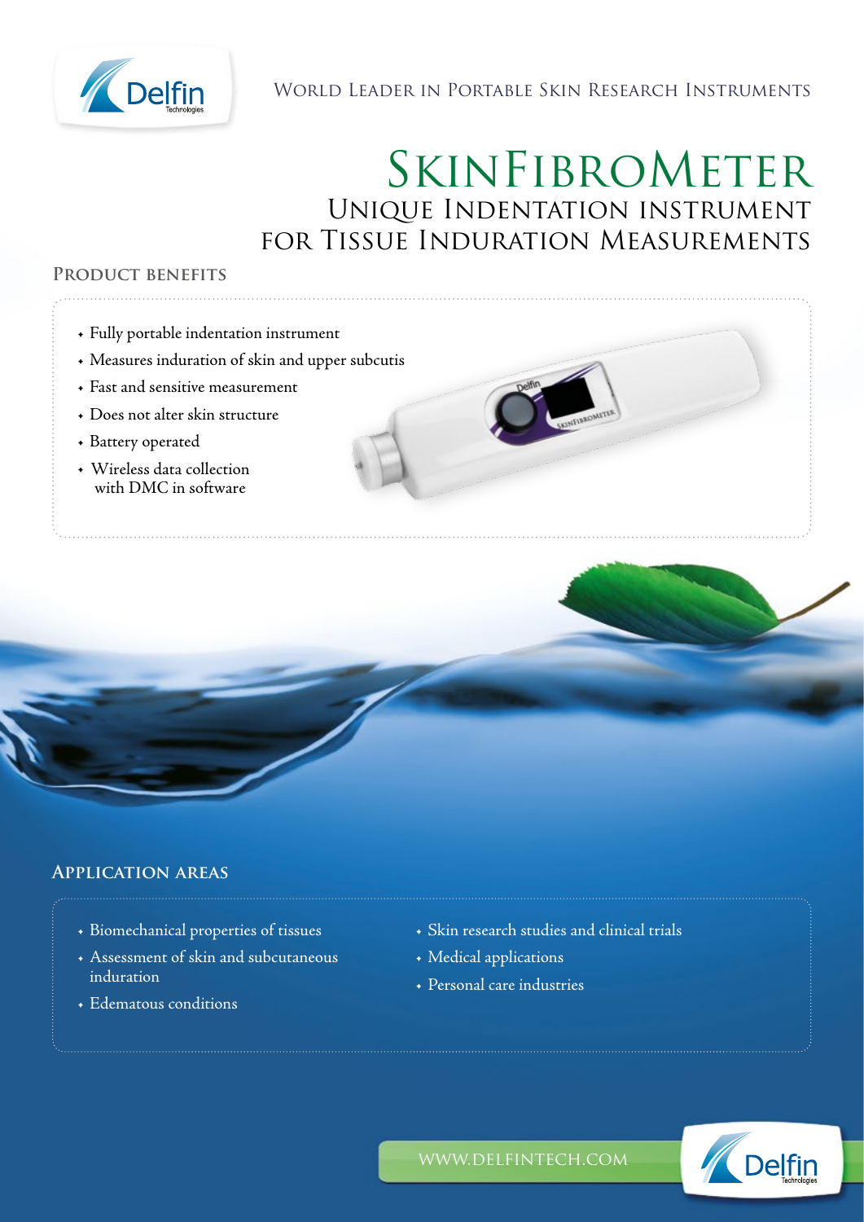World Leader in Portable Skin Research Instruments

# SkinFibroMeter

## Unique Indentation instrument for Tissue Induration Measurements

### Product benefits

- Fully portable indentation instrument
- Measures induration of skin and upper subcutis
- Fast and sensitive measurement
- Does not alter skin structure
- Battery operated
- Wireless data collection with DMC in software

### Application areas

- Biomechanical properties of tissues
- Assessment of skin and subcutaneous induration
- Edematous conditions
- Skin research studies and clinical trials
- Medical applications
- Personal care industries

www.delfintech.com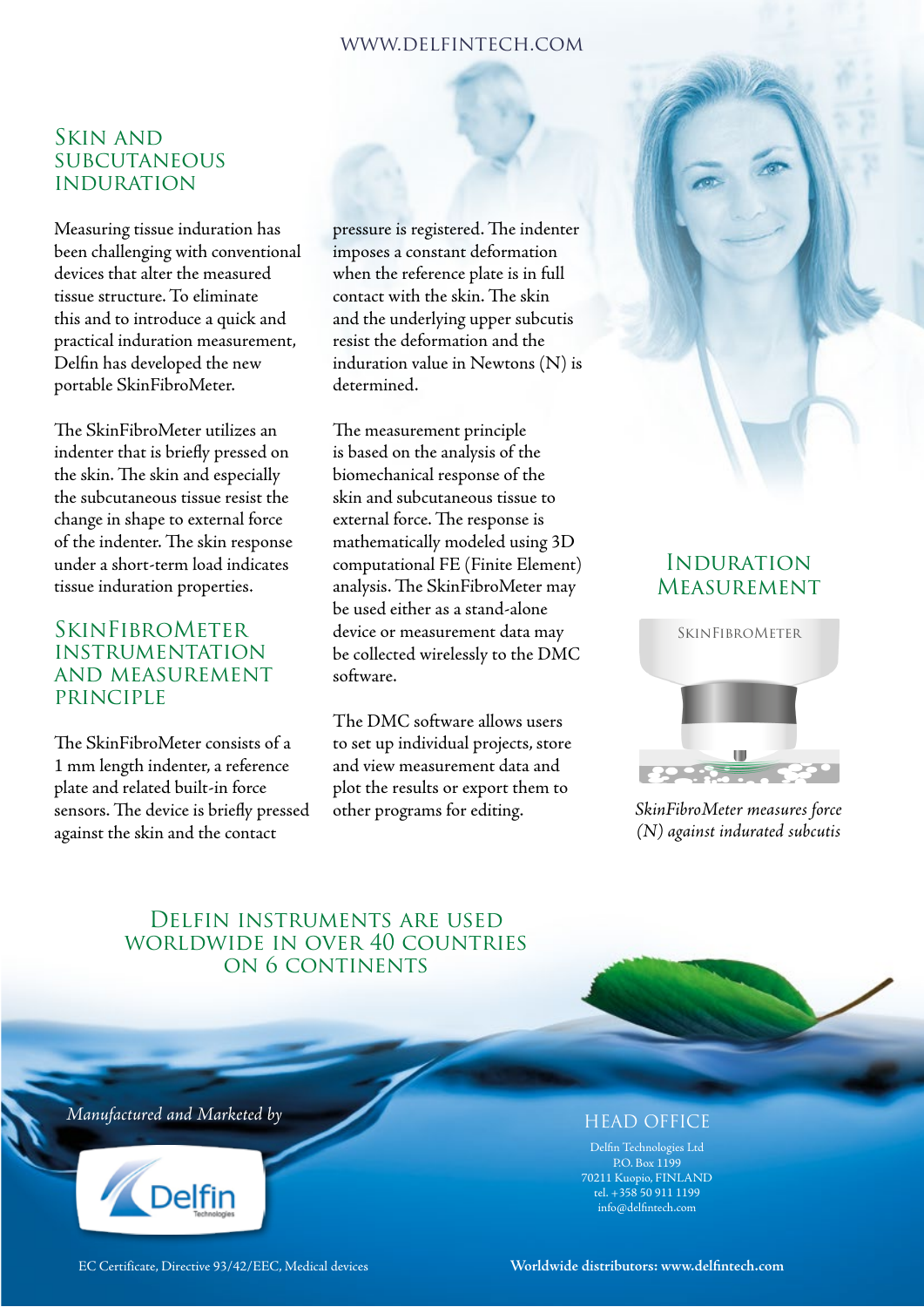WWW.DELFINTECH.COM

## Skin and Subcutaneous Induration

Measuring tissue induration has been challenging with conventional devices that alter the measured tissue structure. To eliminate this and to introduce a quick and practical induration measurement, Delfin has developed the new portable SkinFibroMeter.

The SkinFibroMeter utilizes an indenter that is briefly pressed on the skin. The skin and especially the subcutaneous tissue resist the change in shape to external force of the indenter. The skin response under a short-term load indicates tissue induration properties.

## SkinFibroMeter Instrumentation and Measurement Principle

The SkinFibroMeter consists of a 1 mm length indenter, a reference plate and related built-in force sensors. The device is briefly pressed against the skin and the contact pressure is registered. The indenter imposes a constant deformation when the reference plate is in full contact with the skin. The skin and the underlying upper subcutis resist the deformation and the induration value in Newtons (N) is determined.

The measurement principle is based on the analysis of the biomechanical response of the skin and subcutaneous tissue to external force. The response is mathematically modeled using 3D computational FE (Finite Element) analysis. The SkinFibroMeter may be used either as a stand-alone device or measurement data may be collected wirelessly to the DMC software.

The DMC software allows users to set up individual projects, store and view measurement data and plot the results or export them to other programs for editing.

## Induration Measurement

SkinFibroMeter

*SkinFibroMeter measures force (N) against indurated subcutis*

## Delfin instruments are used worldwide in over 40 countries on 6 continents

*Manufactured and Marketed by*

Delfin Technologies

### Head Office

Delfin Technologies Ltd
P.O. Box 1199
70211 Kuopio, FINLAND
tel. +358 50 911 1199
info@delfintech.com

EC Certificate, Directive 93/42/EEC, Medical devices

**Worldwide distributors: www.delfintech.com**